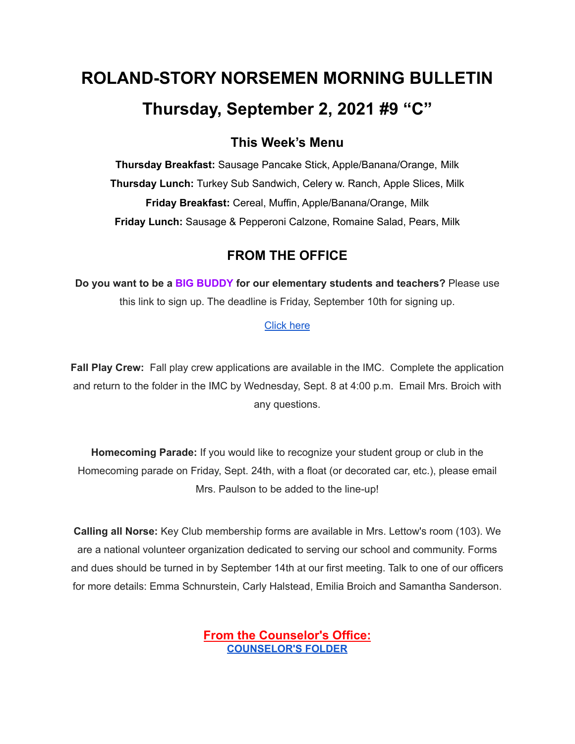# ROLAND-STORY NORSEMEN MORNING BULLETIN

# Thursday, September 2, 2021 #9 “C”

## This Week’s Menu

**Thursday Breakfast:** Sausage Pancake Stick, Apple/Banana/Orange, Milk

**Thursday Lunch:** Turkey Sub Sandwich, Celery w. Ranch, Apple Slices, Milk

**Friday Breakfast:** Cereal, Muffin, Apple/Banana/Orange, Milk

**Friday Lunch:** Sausage & Pepperoni Calzone, Romaine Salad, Pears, Milk

## FROM THE OFFICE

**Do you want to be a BIG BUDDY for our elementary students and teachers?** Please use this link to sign up. The deadline is Friday, September 10th for signing up.

Click here

**Fall Play Crew:** Fall play crew applications are available in the IMC. Complete the application and return to the folder in the IMC by Wednesday, Sept. 8 at 4:00 p.m. Email Mrs. Broich with any questions.

**Homecoming Parade:** If you would like to recognize your student group or club in the Homecoming parade on Friday, Sept. 24th, with a float (or decorated car, etc.), please email Mrs. Paulson to be added to the line-up!

**Calling all Norse:** Key Club membership forms are available in Mrs. Lettow's room (103). We are a national volunteer organization dedicated to serving our school and community. Forms and dues should be turned in by September 14th at our first meeting. Talk to one of our officers for more details: Emma Schnurstein, Carly Halstead, Emilia Broich and Samantha Sanderson.

## From the Counselor's Office:

**COUNSELOR'S FOLDER**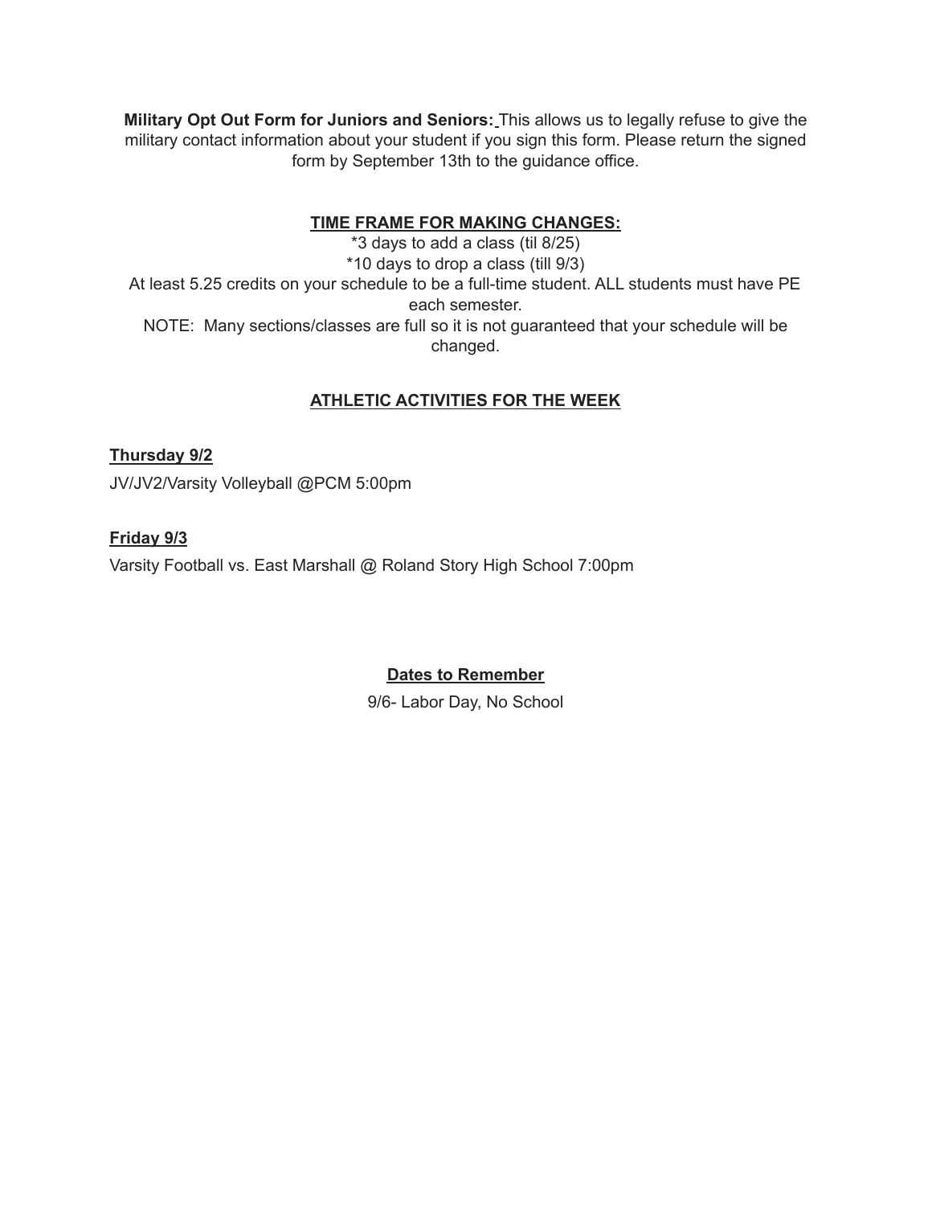**Military Opt Out Form for Juniors and Seniors:** This allows us to legally refuse to give the military contact information about your student if you sign this form. Please return the signed form by September 13th to the guidance office.

## TIME FRAME FOR MAKING CHANGES:

*3 days to add a class (til 8/25)

*10 days to drop a class (till 9/3)

At least 5.25 credits on your schedule to be a full-time student. ALL students must have PE each semester.

NOTE: Many sections/classes are full so it is not guaranteed that your schedule will be changed.

## ATHLETIC ACTIVITIES FOR THE WEEK

### Thursday 9/2

JV/JV2/Varsity Volleyball @PCM 5:00pm

### Friday 9/3

Varsity Football vs. East Marshall @ Roland Story High School 7:00pm

## Dates to Remember

9/6- Labor Day, No School